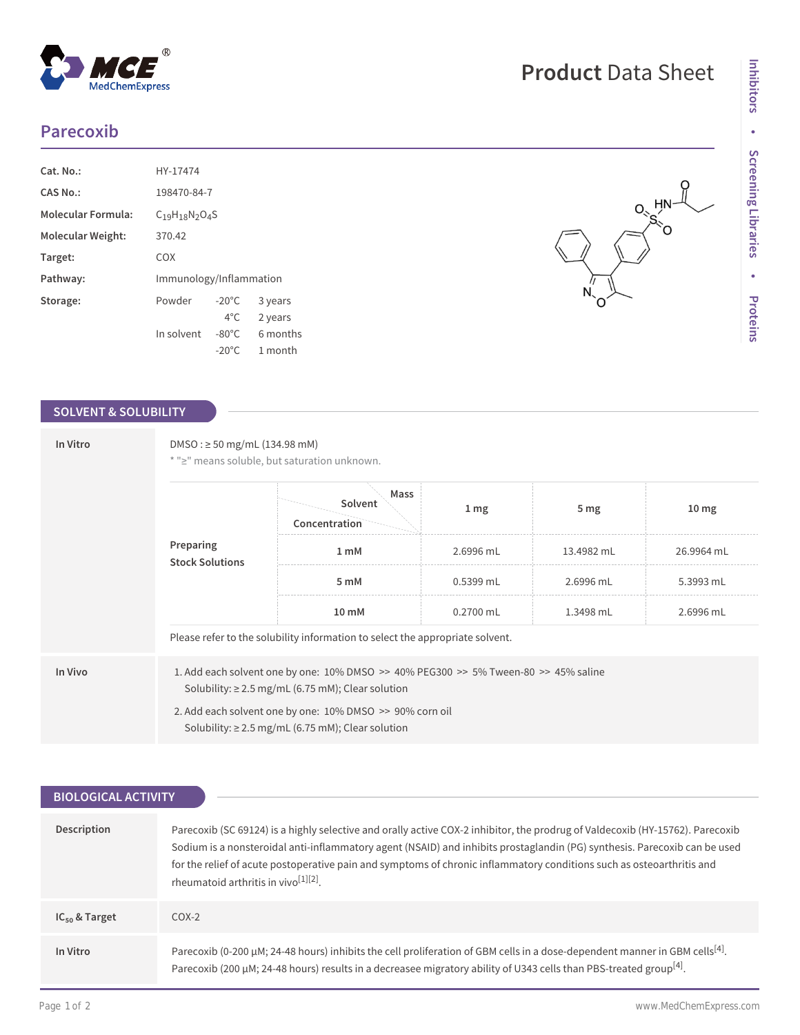# Parecoxib

| | | | |
|---|---|---|---|
| **Cat. No.:** | HY-17474 | | |
| **CAS No.:** | 198470-84-7 | | |
| **Molecular Formula:** | $C_{19}H_{18}N_2O_4S$ | | |
| **Molecular Weight:** | 370.42 | | |
| **Target:** | COX | | |
| **Pathway:** | Immunology/Inflammation | | |
| **Storage:** | Powder | -20°C | 3 years |
| | | 4°C | 2 years |
| | In solvent | -80°C | 6 months |
| | | -20°C | 1 month |

## SOLVENT & SOLUBILITY

### In Vitro

DMSO : ≥ 50 mg/mL (134.98 mM)

* "≥" means soluble, but saturation unknown.

| Preparing Stock Solutions | Solvent Mass / Concentration | 1 mg | 5 mg | 10 mg |
|---|---|---|---|---|
| | 1 mM | 2.6996 mL | 13.4982 mL | 26.9964 mL |
| | 5 mM | 0.5399 mL | 2.6996 mL | 5.3993 mL |
| | 10 mM | 0.2700 mL | 1.3498 mL | 2.6996 mL |

Please refer to the solubility information to select the appropriate solvent.

### In Vivo

1. Add each solvent one by one: 10% DMSO >> 40% PEG300 >> 5% Tween-80 >> 45% saline
   Solubility: ≥ 2.5 mg/mL (6.75 mM); Clear solution
2. Add each solvent one by one: 10% DMSO >> 90% corn oil
   Solubility: ≥ 2.5 mg/mL (6.75 mM); Clear solution

## BIOLOGICAL ACTIVITY

**Description**

Parecoxib (SC 69124) is a highly selective and orally active COX-2 inhibitor, the prodrug of Valdecoxib (HY-15762). Parecoxib Sodium is a nonsteroidal anti-inflammatory agent (NSAID) and inhibits prostaglandin (PG) synthesis. Parecoxib can be used for the relief of acute postoperative pain and symptoms of chronic inflammatory conditions such as osteoarthritis and rheumatoid arthritis in vivo[1][2].

**$IC_{50}$ & Target**

COX-2

**In Vitro**

Parecoxib (0-200 μM; 24-48 hours) inhibits the cell proliferation of GBM cells in a dose-dependent manner in GBM cells[4].
Parecoxib (200 μM; 24-48 hours) results in a decreasee migratory ability of U343 cells than PBS-treated group[4].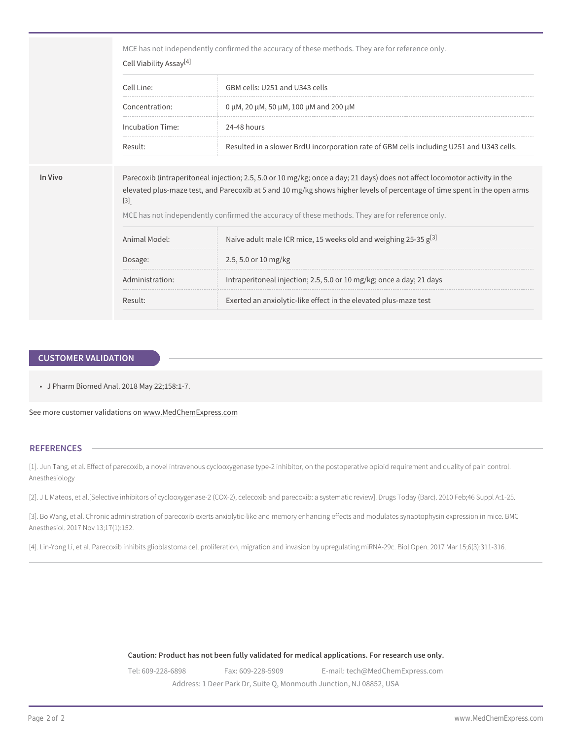MCE has not independently confirmed the accuracy of these methods. They are for reference only.

Cell Viability Assay[4]

| | |
|---|---|
| Cell Line: | GBM cells: U251 and U343 cells |
| Concentration: | 0 μM, 20 μM, 50 μM, 100 μM and 200 μM |
| Incubation Time: | 24-48 hours |
| Result: | Resulted in a slower BrdU incorporation rate of GBM cells including U251 and U343 cells. |

**In Vivo**

Parecoxib (intraperitoneal injection; 2.5, 5.0 or 10 mg/kg; once a day; 21 days) does not affect locomotor activity in the elevated plus-maze test, and Parecoxib at 5 and 10 mg/kg shows higher levels of percentage of time spent in the open arms [3].

MCE has not independently confirmed the accuracy of these methods. They are for reference only.

| | |
|---|---|
| Animal Model: | Naive adult male ICR mice, 15 weeks old and weighing 25-35 g[3] |
| Dosage: | 2.5, 5.0 or 10 mg/kg |
| Administration: | Intraperitoneal injection; 2.5, 5.0 or 10 mg/kg; once a day; 21 days |
| Result: | Exerted an anxiolytic-like effect in the elevated plus-maze test |

## CUSTOMER VALIDATION

- J Pharm Biomed Anal. 2018 May 22;158:1-7.

See more customer validations on www.MedChemExpress.com

## REFERENCES

[1]. Jun Tang, et al. Effect of parecoxib, a novel intravenous cyclooxygenase type-2 inhibitor, on the postoperative opioid requirement and quality of pain control. Anesthesiology

[2]. J L Mateos, et al.[Selective inhibitors of cyclooxygenase-2 (COX-2), celecoxib and parecoxib: a systematic review]. Drugs Today (Barc). 2010 Feb;46 Suppl A:1-25.

[3]. Bo Wang, et al. Chronic administration of parecoxib exerts anxiolytic-like and memory enhancing effects and modulates synaptophysin expression in mice. BMC Anesthesiol. 2017 Nov 13;17(1):152.

[4]. Lin-Yong Li, et al. Parecoxib inhibits glioblastoma cell proliferation, migration and invasion by upregulating miRNA-29c. Biol Open. 2017 Mar 15;6(3):311-316.

**Caution: Product has not been fully validated for medical applications. For research use only.**

Tel: 609-228-6898 Fax: 609-228-5909 E-mail: tech@MedChemExpress.com

Address: 1 Deer Park Dr, Suite Q, Monmouth Junction, NJ 08852, USA